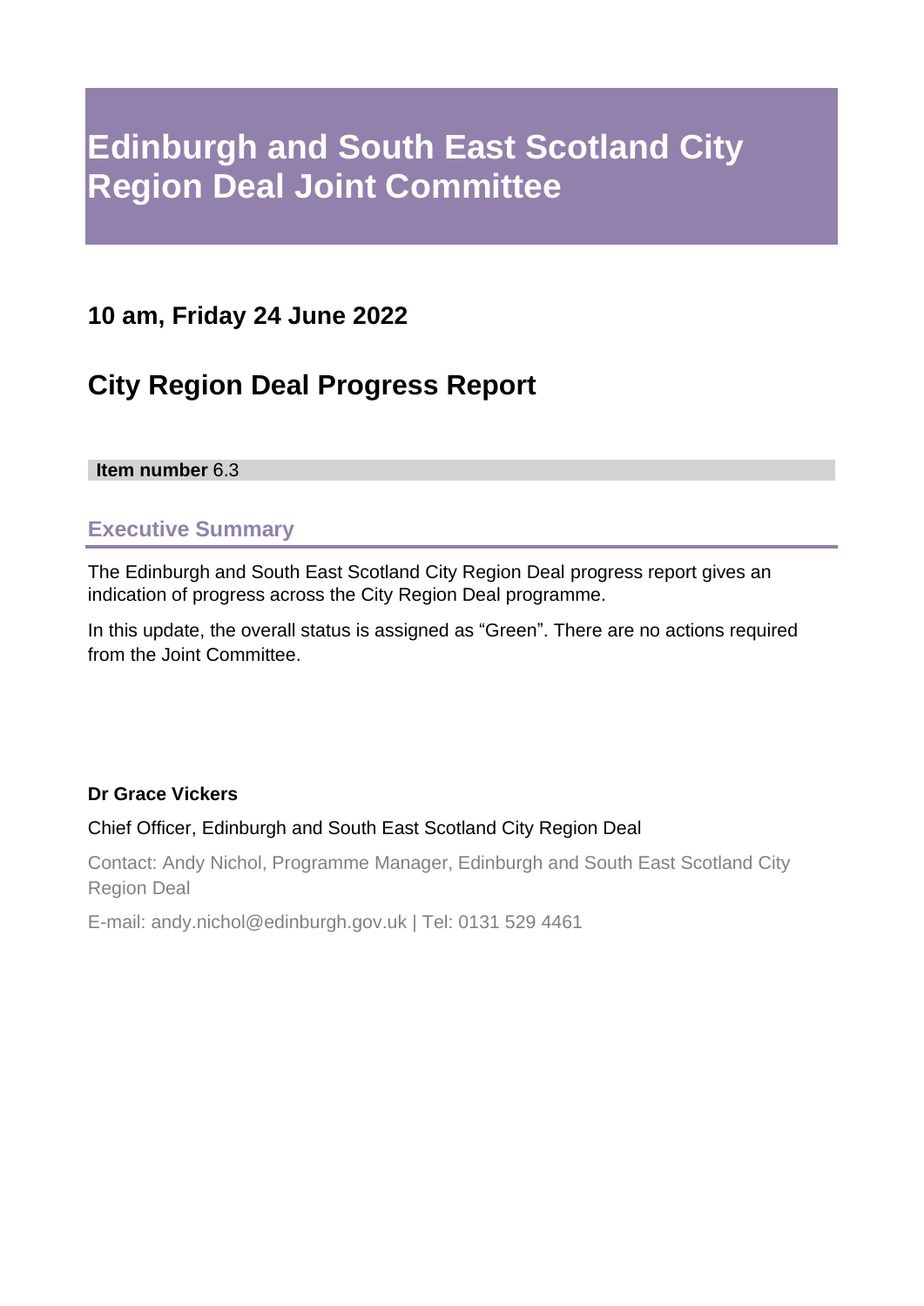# Edinburgh and South East Scotland City Region Deal Joint Committee

## 10 am, Friday 24 June 2022

## City Region Deal Progress Report

**Item number** 6.3

### Executive Summary

The Edinburgh and South East Scotland City Region Deal progress report gives an indication of progress across the City Region Deal programme.

In this update, the overall status is assigned as "Green". There are no actions required from the Joint Committee.

**Dr Grace Vickers**

Chief Officer, Edinburgh and South East Scotland City Region Deal

Contact: Andy Nichol, Programme Manager, Edinburgh and South East Scotland City Region Deal

E-mail: andy.nichol@edinburgh.gov.uk | Tel: 0131 529 4461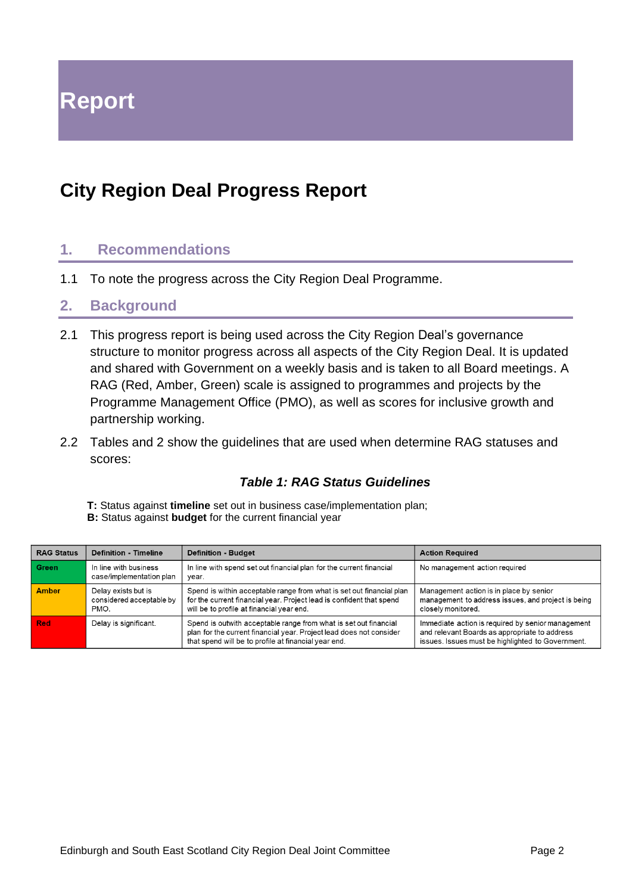# Report

## City Region Deal Progress Report

### 1. Recommendations

1.1 To note the progress across the City Region Deal Programme.

### 2. Background

2.1 This progress report is being used across the City Region Deal's governance structure to monitor progress across all aspects of the City Region Deal. It is updated and shared with Government on a weekly basis and is taken to all Board meetings. A RAG (Red, Amber, Green) scale is assigned to programmes and projects by the Programme Management Office (PMO), as well as scores for inclusive growth and partnership working.

2.2 Tables and 2 show the guidelines that are used when determine RAG statuses and scores:

***Table 1: RAG Status Guidelines***

**T:** Status against **timeline** set out in business case/implementation plan;
**B:** Status against **budget** for the current financial year

| RAG Status | Definition - Timeline | Definition - Budget | Action Required |
|---|---|---|---|
| Green | In line with business case/implementation plan | In line with spend set out financial plan for the current financial year. | No management action required |
| Amber | Delay exists but is considered acceptable by PMO. | Spend is within acceptable range from what is set out financial plan for the current financial year. Project lead is confident that spend will be to profile at financial year end. | Management action is in place by senior management to address issues, and project is being closely monitored. |
| Red | Delay is significant. | Spend is outwith acceptable range from what is set out financial plan for the current financial year. Project lead does not consider that spend will be to profile at financial year end. | Immediate action is required by senior management and relevant Boards as appropriate to address issues. Issues must be highlighted to Government. |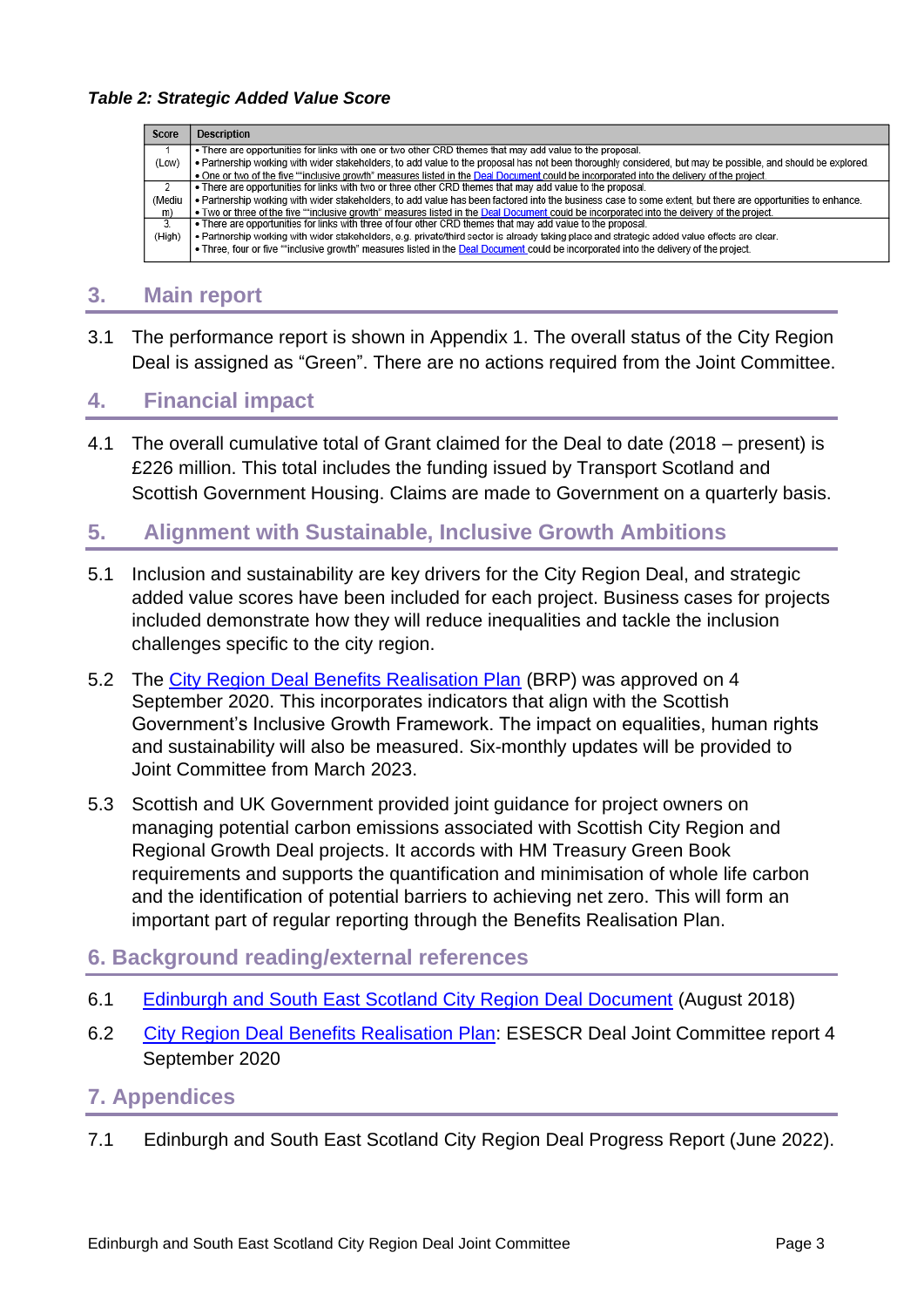*Table 2: Strategic Added Value Score*

| Score | Description |
|---|---|
| 1 (Low) | • There are opportunities for links with one or two other CRD themes that may add value to the proposal. • Partnership working with wider stakeholders, to add value to the proposal has not been thoroughly considered, but may be possible, and should be explored. • One or two of the five ""inclusive growth" measures listed in the [Deal Document](#) could be incorporated into the delivery of the project. |
| 2 (Medium) | • There are opportunities for links with two or three other CRD themes that may add value to the proposal. • Partnership working with wider stakeholders, to add value has been factored into the business case to some extent, but there are opportunities to enhance. • Two or three of the five ""inclusive growth" measures listed in the [Deal Document](#) could be incorporated into the delivery of the project. |
| 3 (High) | • There are opportunities for links with three of four other CRD themes that may add value to the proposal. • Partnership working with wider stakeholders, e.g. private/third sector is already taking place and strategic added value effects are clear. • Three, four or five ""inclusive growth" measures listed in the [Deal Document](#) could be incorporated into the delivery of the project. |

## 3. Main report

3.1 The performance report is shown in Appendix 1. The overall status of the City Region Deal is assigned as "Green". There are no actions required from the Joint Committee.

## 4. Financial impact

4.1 The overall cumulative total of Grant claimed for the Deal to date (2018 – present) is £226 million. This total includes the funding issued by Transport Scotland and Scottish Government Housing. Claims are made to Government on a quarterly basis.

## 5. Alignment with Sustainable, Inclusive Growth Ambitions

5.1 Inclusion and sustainability are key drivers for the City Region Deal, and strategic added value scores have been included for each project. Business cases for projects included demonstrate how they will reduce inequalities and tackle the inclusion challenges specific to the city region.

5.2 The [City Region Deal Benefits Realisation Plan](#) (BRP) was approved on 4 September 2020. This incorporates indicators that align with the Scottish Government's Inclusive Growth Framework. The impact on equalities, human rights and sustainability will also be measured. Six-monthly updates will be provided to Joint Committee from March 2023.

5.3 Scottish and UK Government provided joint guidance for project owners on managing potential carbon emissions associated with Scottish City Region and Regional Growth Deal projects. It accords with HM Treasury Green Book requirements and supports the quantification and minimisation of whole life carbon and the identification of potential barriers to achieving net zero. This will form an important part of regular reporting through the Benefits Realisation Plan.

## 6. Background reading/external references

6.1 [Edinburgh and South East Scotland City Region Deal Document](#) (August 2018)

6.2 [City Region Deal Benefits Realisation Plan](#): ESESCR Deal Joint Committee report 4 September 2020

## 7. Appendices

7.1 Edinburgh and South East Scotland City Region Deal Progress Report (June 2022).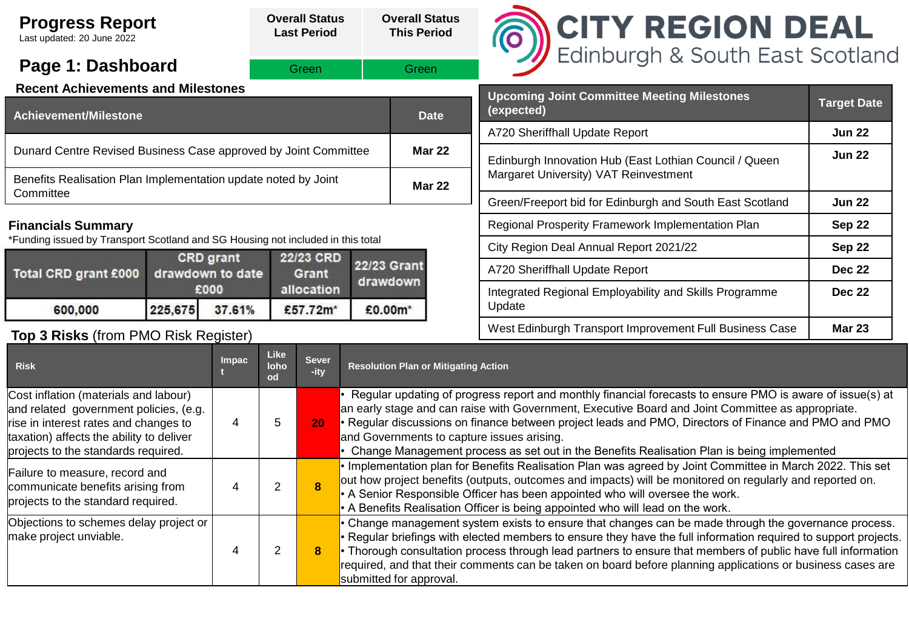# Progress Report

Last updated: 20 June 2022

## Page 1: Dashboard

| Overall Status Last Period | Overall Status This Period |
|---|---|
| Green | Green |

**CITY REGION DEAL**
Edinburgh & South East Scotland

### Recent Achievements and Milestones

| Achievement/Milestone | Date |
|---|---|
| Dunard Centre Revised Business Case approved by Joint Committee | Mar 22 |
| Benefits Realisation Plan Implementation update noted by Joint Committee | Mar 22 |

### Upcoming Joint Committee Meeting Milestones

| Upcoming Joint Committee Meeting Milestones (expected) | Target Date |
|---|---|
| A720 Sheriffhall Update Report | Jun 22 |
| Edinburgh Innovation Hub (East Lothian Council / Queen Margaret University) VAT Reinvestment | Jun 22 |
| Green/Freeport bid for Edinburgh and South East Scotland | Jun 22 |
| Regional Prosperity Framework Implementation Plan | Sep 22 |
| City Region Deal Annual Report 2021/22 | Sep 22 |
| A720 Sheriffhall Update Report | Dec 22 |
| Integrated Regional Employability and Skills Programme Update | Dec 22 |
| West Edinburgh Transport Improvement Full Business Case | Mar 23 |

### Financials Summary

*Funding issued by Transport Scotland and SG Housing not included in this total

| Total CRD grant £000 | CRD grant drawdown to date £000 | | 22/23 CRD Grant allocation | 22/23 Grant drawdown |
|---|---|---|---|---|
| 600,000 | 225,675 | 37.61% | £57.72m* | £0.00m* |

### Top 3 Risks (from PMO Risk Register)

| Risk | Impact | Likelihood | Severity | Resolution Plan or Mitigating Action |
|---|---|---|---|---|
| Cost inflation (materials and labour) and related government policies, (e.g. rise in interest rates and changes to taxation) affects the ability to deliver projects to the standards required. | 4 | 5 | 20 | • Regular updating of progress report and monthly financial forecasts to ensure PMO is aware of issue(s) at an early stage and can raise with Government, Executive Board and Joint Committee as appropriate.<br>• Regular discussions on finance between project leads and PMO, Directors of Finance and PMO and PMO and Governments to capture issues arising.<br>• Change Management process as set out in the Benefits Realisation Plan is being implemented |
| Failure to measure, record and communicate benefits arising from projects to the standard required. | 4 | 2 | 8 | • Implementation plan for Benefits Realisation Plan was agreed by Joint Committee in March 2022. This set out how project benefits (outputs, outcomes and impacts) will be monitored on regularly and reported on.<br>• A Senior Responsible Officer has been appointed who will oversee the work.<br>• A Benefits Realisation Officer is being appointed who will lead on the work. |
| Objections to schemes delay project or make project unviable. | 4 | 2 | 8 | • Change management system exists to ensure that changes can be made through the governance process.<br>• Regular briefings with elected members to ensure they have the full information required to support projects.<br>• Thorough consultation process through lead partners to ensure that members of public have full information required, and that their comments can be taken on board before planning applications or business cases are submitted for approval. |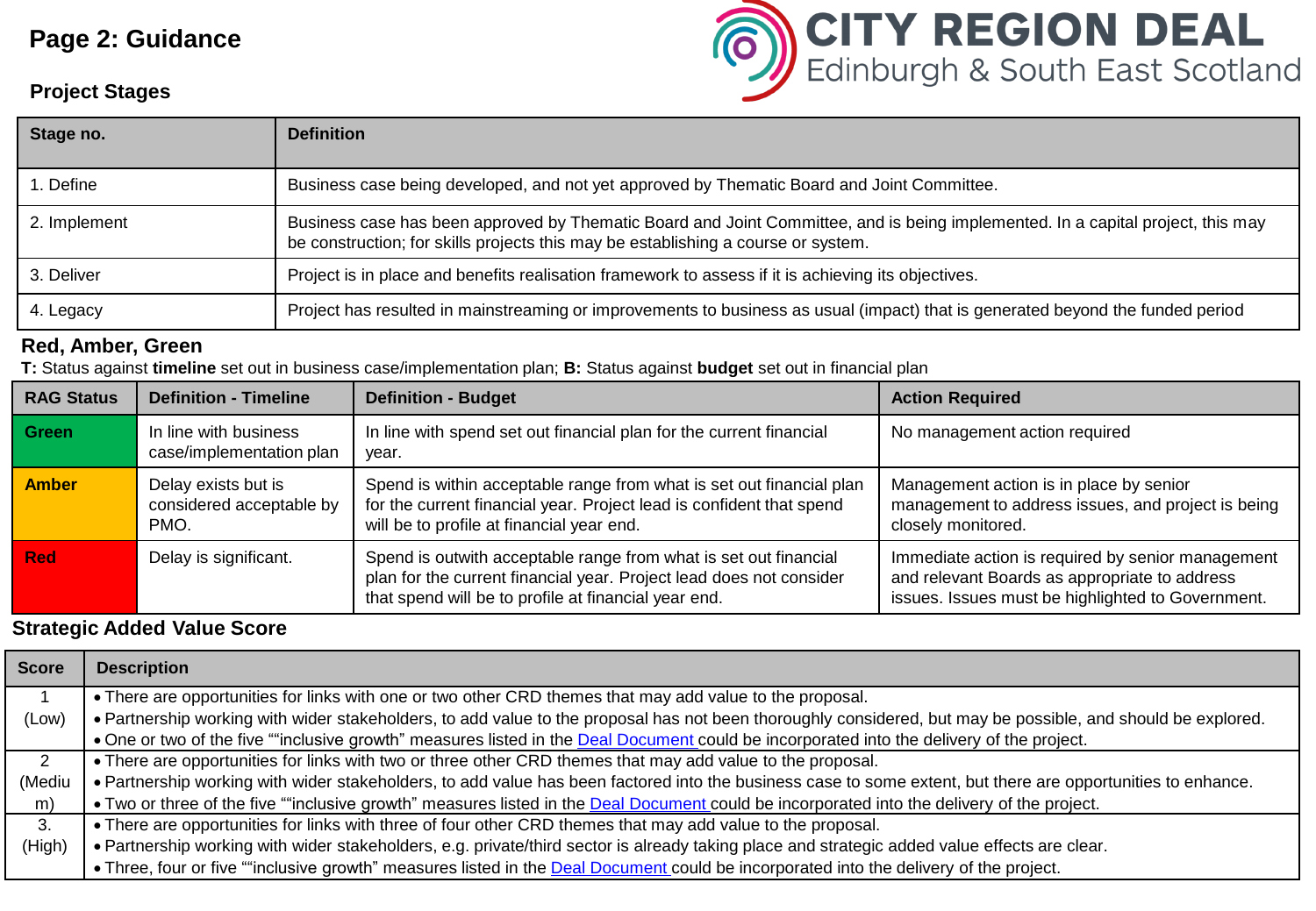## Page 2: Guidance

CITY REGION DEAL
Edinburgh & South East Scotland

### Project Stages

| Stage no. | Definition |
|---|---|
| 1. Define | Business case being developed, and not yet approved by Thematic Board and Joint Committee. |
| 2. Implement | Business case has been approved by Thematic Board and Joint Committee, and is being implemented. In a capital project, this may be construction; for skills projects this may be establishing a course or system. |
| 3. Deliver | Project is in place and benefits realisation framework to assess if it is achieving its objectives. |
| 4. Legacy | Project has resulted in mainstreaming or improvements to business as usual (impact) that is generated beyond the funded period |

### Red, Amber, Green

**T:** Status against **timeline** set out in business case/implementation plan; **B:** Status against **budget** set out in financial plan

| RAG Status | Definition - Timeline | Definition - Budget | Action Required |
|---|---|---|---|
| **Green** | In line with business case/implementation plan | In line with spend set out financial plan for the current financial year. | No management action required |
| **Amber** | Delay exists but is considered acceptable by PMO. | Spend is within acceptable range from what is set out financial plan for the current financial year. Project lead is confident that spend will be to profile at financial year end. | Management action is in place by senior management to address issues, and project is being closely monitored. |
| **Red** | Delay is significant. | Spend is outwith acceptable range from what is set out financial plan for the current financial year. Project lead does not consider that spend will be to profile at financial year end. | Immediate action is required by senior management and relevant Boards as appropriate to address issues. Issues must be highlighted to Government. |

### Strategic Added Value Score

| Score | Description |
|---|---|
| 1 (Low) | • There are opportunities for links with one or two other CRD themes that may add value to the proposal.<br>• Partnership working with wider stakeholders, to add value to the proposal has not been thoroughly considered, but may be possible, and should be explored.<br>• One or two of the five ""inclusive growth" measures listed in the Deal Document could be incorporated into the delivery of the project. |
| 2 (Medium) | • There are opportunities for links with two or three other CRD themes that may add value to the proposal.<br>• Partnership working with wider stakeholders, to add value has been factored into the business case to some extent, but there are opportunities to enhance.<br>• Two or three of the five ""inclusive growth" measures listed in the Deal Document could be incorporated into the delivery of the project. |
| 3. (High) | • There are opportunities for links with three of four other CRD themes that may add value to the proposal.<br>• Partnership working with wider stakeholders, e.g. private/third sector is already taking place and strategic added value effects are clear.<br>• Three, four or five ""inclusive growth" measures listed in the Deal Document could be incorporated into the delivery of the project. |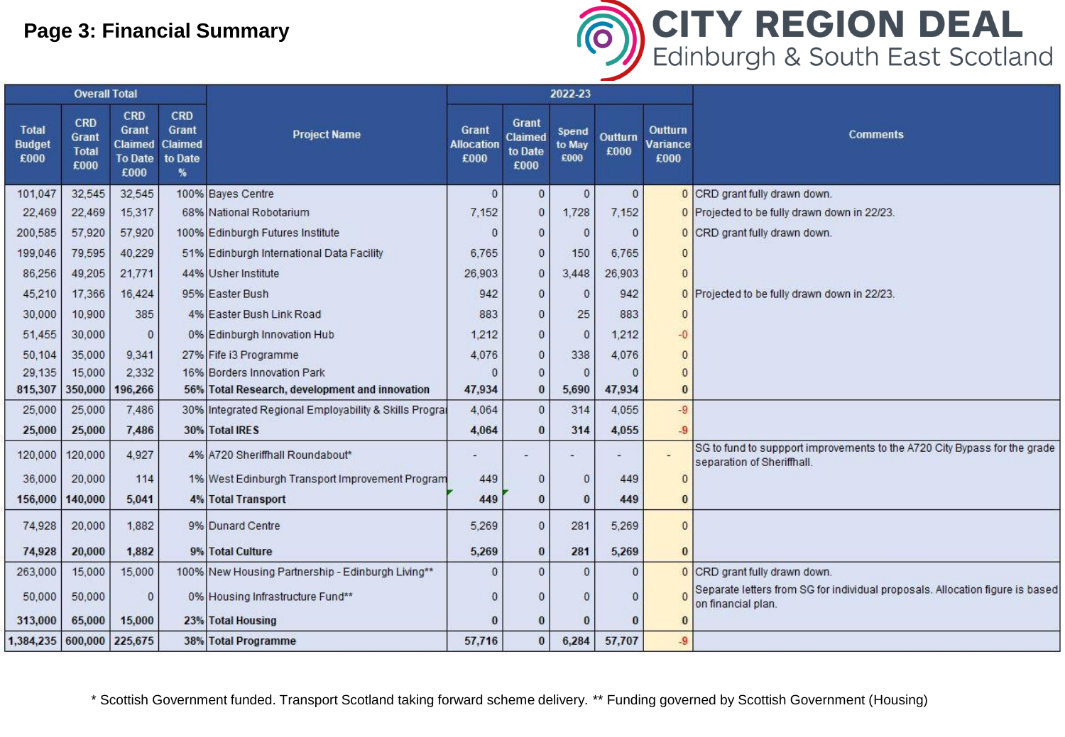# Page 3: Financial Summary

| Overall Total | | | | Project Name | 2022-23 | | | | | Comments |
|---|---|---|---|---|---|---|---|---|---|---|
| Total Budget £000 | CRD Grant Total £000 | CRD Grant Claimed To Date £000 | CRD Grant Claimed to Date % | | Grant Allocation £000 | Grant Claimed to Date £000 | Spend to May £000 | Outturn £000 | Outturn Variance £000 | |
| 101,047 | 32,545 | 32,545 | 100% | Bayes Centre | 0 | 0 | 0 | 0 | 0 | CRD grant fully drawn down. |
| 22,469 | 22,469 | 15,317 | 68% | National Robotarium | 7,152 | 0 | 1,728 | 7,152 | 0 | Projected to be fully drawn down in 22/23. |
| 200,585 | 57,920 | 57,920 | 100% | Edinburgh Futures Institute | 0 | 0 | 0 | 0 | 0 | CRD grant fully drawn down. |
| 199,046 | 79,595 | 40,229 | 51% | Edinburgh International Data Facility | 6,765 | 0 | 150 | 6,765 | 0 | |
| 86,256 | 49,205 | 21,771 | 44% | Usher Institute | 26,903 | 0 | 3,448 | 26,903 | 0 | |
| 45,210 | 17,366 | 16,424 | 95% | Easter Bush | 942 | 0 | 0 | 942 | 0 | Projected to be fully drawn down in 22/23. |
| 30,000 | 10,900 | 385 | 4% | Easter Bush Link Road | 883 | 0 | 25 | 883 | 0 | |
| 51,455 | 30,000 | 0 | 0% | Edinburgh Innovation Hub | 1,212 | 0 | 0 | 1,212 | -0 | |
| 50,104 | 35,000 | 9,341 | 27% | Fife i3 Programme | 4,076 | 0 | 338 | 4,076 | 0 | |
| 29,135 | 15,000 | 2,332 | 16% | Borders Innovation Park | 0 | 0 | 0 | 0 | 0 | |
| **815,307** | **350,000** | **196,266** | **56%** | **Total Research, development and innovation** | **47,934** | **0** | **5,690** | **47,934** | **0** | |
| 25,000 | 25,000 | 7,486 | 30% | Integrated Regional Employability & Skills Progra | 4,064 | 0 | 314 | 4,055 | -9 | |
| **25,000** | **25,000** | **7,486** | **30%** | **Total IRES** | **4,064** | **0** | **314** | **4,055** | **-9** | |
| 120,000 | 120,000 | 4,927 | 4% | A720 Sheriffhall Roundabout* | - | - | - | - | - | SG to fund to suppport improvements to the A720 City Bypass for the grade separation of Sheriffhall. |
| 36,000 | 20,000 | 114 | 1% | West Edinburgh Transport Improvement Program | 449 | 0 | 0 | 449 | 0 | |
| **156,000** | **140,000** | **5,041** | **4%** | **Total Transport** | **449** | **0** | **0** | **449** | **0** | |
| 74,928 | 20,000 | 1,882 | 9% | Dunard Centre | 5,269 | 0 | 281 | 5,269 | 0 | |
| **74,928** | **20,000** | **1,882** | **9%** | **Total Culture** | **5,269** | **0** | **281** | **5,269** | **0** | |
| 263,000 | 15,000 | 15,000 | 100% | New Housing Partnership - Edinburgh Living** | 0 | 0 | 0 | 0 | 0 | CRD grant fully drawn down. |
| 50,000 | 50,000 | 0 | 0% | Housing Infrastructure Fund** | 0 | 0 | 0 | 0 | 0 | Separate letters from SG for individual proposals. Allocation figure is based on financial plan. |
| **313,000** | **65,000** | **15,000** | **23%** | **Total Housing** | **0** | **0** | **0** | **0** | **0** | |
| **1,384,235** | **600,000** | **225,675** | **38%** | **Total Programme** | **57,716** | **0** | **6,284** | **57,707** | **-9** | |

\* Scottish Government funded. Transport Scotland taking forward scheme delivery. ** Funding governed by Scottish Government (Housing)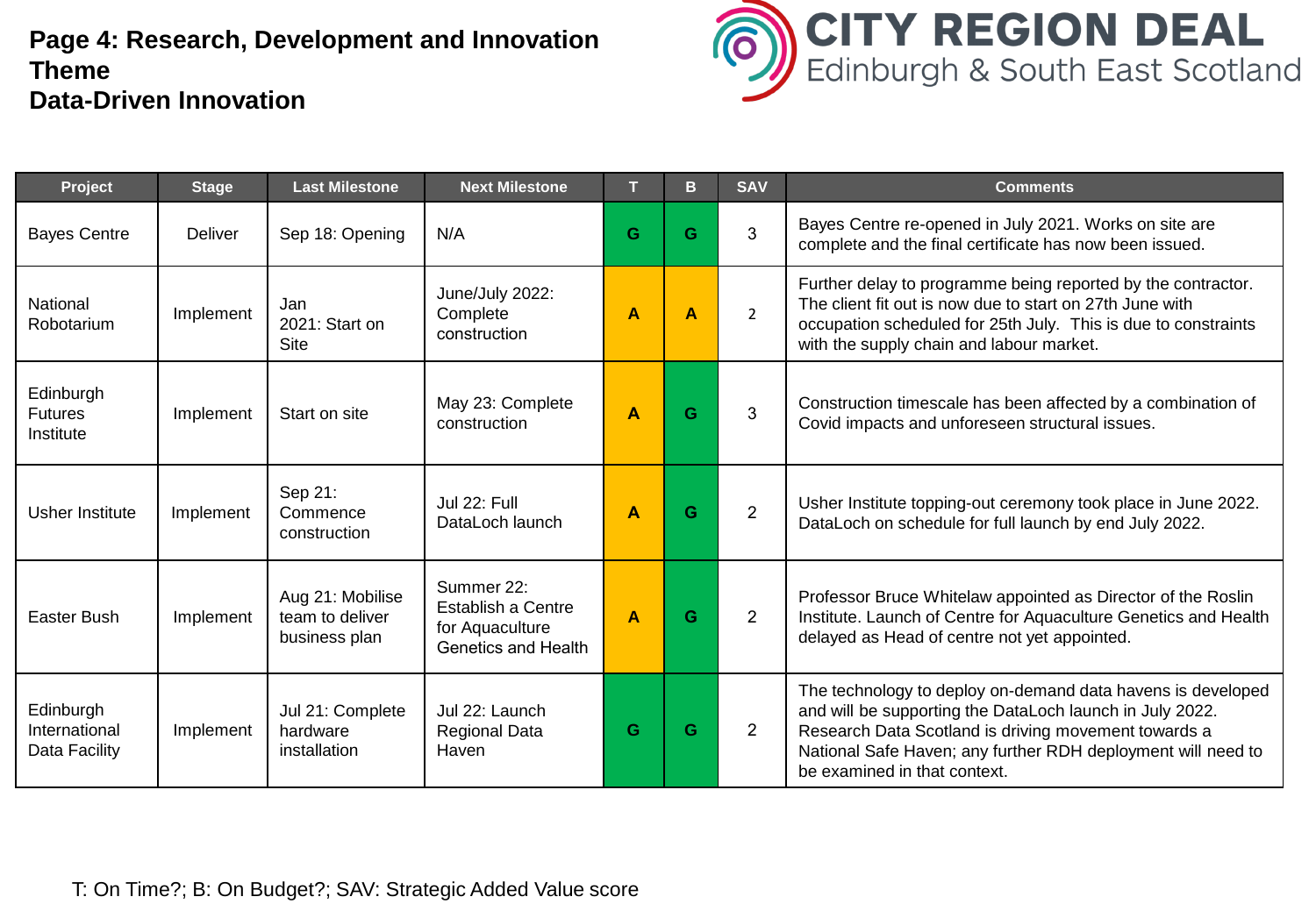# Page 4: Research, Development and Innovation Theme
## Data-Driven Innovation

CITY REGION DEAL
Edinburgh & South East Scotland

| Project | Stage | Last Milestone | Next Milestone | T | B | SAV | Comments |
|---|---|---|---|---|---|---|---|
| Bayes Centre | Deliver | Sep 18: Opening | N/A | G | G | 3 | Bayes Centre re-opened in July 2021. Works on site are complete and the final certificate has now been issued. |
| National Robotarium | Implement | Jan 2021: Start on Site | June/July 2022: Complete construction | A | A | 2 | Further delay to programme being reported by the contractor. The client fit out is now due to start on 27th June with occupation scheduled for 25th July. This is due to constraints with the supply chain and labour market. |
| Edinburgh Futures Institute | Implement | Start on site | May 23: Complete construction | A | G | 3 | Construction timescale has been affected by a combination of Covid impacts and unforeseen structural issues. |
| Usher Institute | Implement | Sep 21: Commence construction | Jul 22: Full DataLoch launch | A | G | 2 | Usher Institute topping-out ceremony took place in June 2022. DataLoch on schedule for full launch by end July 2022. |
| Easter Bush | Implement | Aug 21: Mobilise team to deliver business plan | Summer 22: Establish a Centre for Aquaculture Genetics and Health | A | G | 2 | Professor Bruce Whitelaw appointed as Director of the Roslin Institute. Launch of Centre for Aquaculture Genetics and Health delayed as Head of centre not yet appointed. |
| Edinburgh International Data Facility | Implement | Jul 21: Complete hardware installation | Jul 22: Launch Regional Data Haven | G | G | 2 | The technology to deploy on-demand data havens is developed and will be supporting the DataLoch launch in July 2022. Research Data Scotland is driving movement towards a National Safe Haven; any further RDH deployment will need to be examined in that context. |

T: On Time?; B: On Budget?; SAV: Strategic Added Value score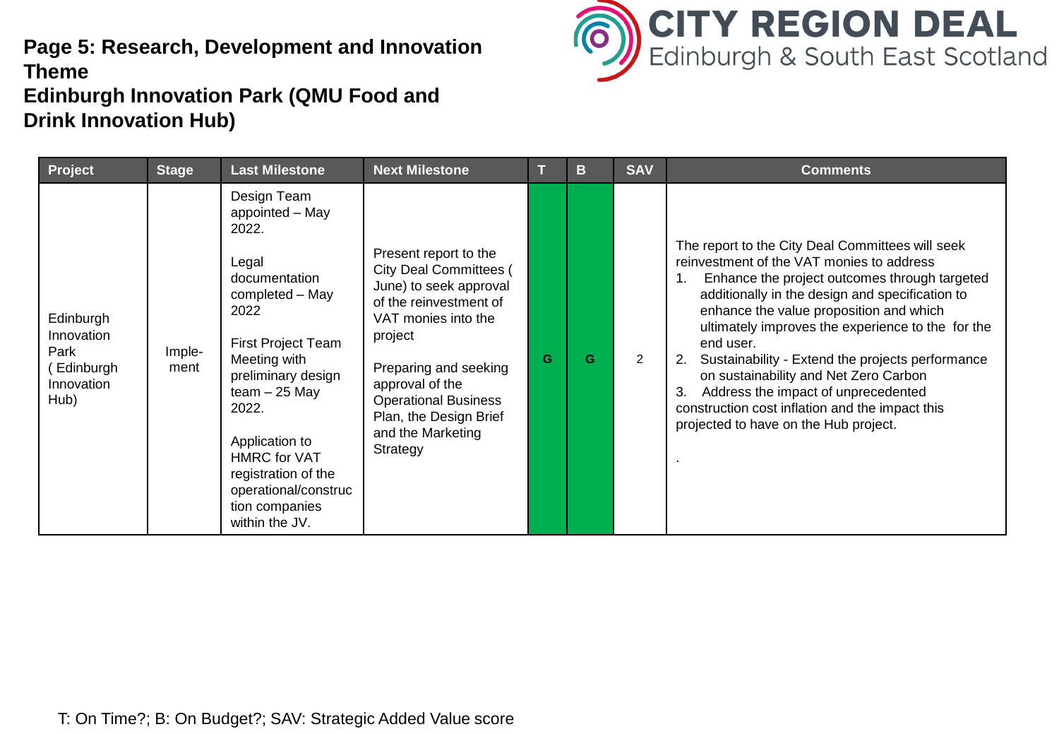**Page 5: Research, Development and Innovation Theme**
**Edinburgh Innovation Park (QMU Food and Drink Innovation Hub)**

CITY REGION DEAL
Edinburgh & South East Scotland

| Project | Stage | Last Milestone | Next Milestone | T | B | SAV | Comments |
|---|---|---|---|---|---|---|---|
| Edinburgh Innovation Park ( Edinburgh Innovation Hub) | Imple-ment | Design Team appointed – May 2022.<br><br>Legal documentation completed – May 2022<br><br>First Project Team Meeting with preliminary design team – 25 May 2022.<br><br>Application to HMRC for VAT registration of the operational/construction companies within the JV. | Present report to the City Deal Committees ( June) to seek approval of the reinvestment of VAT monies into the project<br><br>Preparing and seeking approval of the Operational Business Plan, the Design Brief and the Marketing Strategy | G | G | 2 | The report to the City Deal Committees will seek reinvestment of the VAT monies to address<br>1. Enhance the project outcomes through targeted additionally in the design and specification to enhance the value proposition and which ultimately improves the experience to the for the end user.<br>2. Sustainability - Extend the projects performance on sustainability and Net Zero Carbon<br>3. Address the impact of unprecedented construction cost inflation and the impact this projected to have on the Hub project.<br><br>. |

T: On Time?; B: On Budget?; SAV: Strategic Added Value score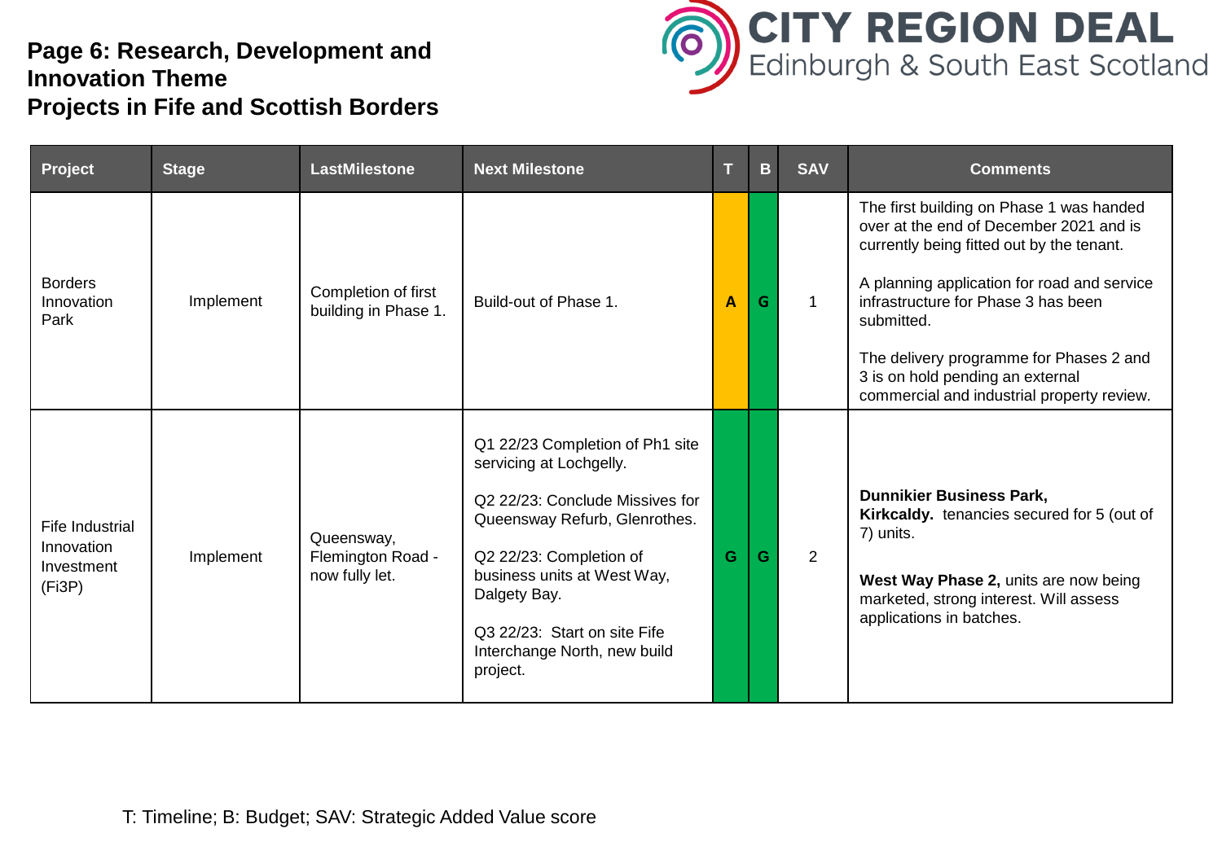# Page 6: Research, Development and Innovation Theme
# Projects in Fife and Scottish Borders

CITY REGION DEAL
Edinburgh & South East Scotland

| Project | Stage | LastMilestone | Next Milestone | T | B | SAV | Comments |
|---|---|---|---|---|---|---|---|
| Borders Innovation Park | Implement | Completion of first building in Phase 1. | Build-out of Phase 1. | A | G | 1 | The first building on Phase 1 was handed over at the end of December 2021 and is currently being fitted out by the tenant.<br><br>A planning application for road and service infrastructure for Phase 3 has been submitted.<br><br>The delivery programme for Phases 2 and 3 is on hold pending an external commercial and industrial property review. |
| Fife Industrial Innovation Investment (Fi3P) | Implement | Queensway, Flemington Road - now fully let. | Q1 22/23 Completion of Ph1 site servicing at Lochgelly.<br><br>Q2 22/23: Conclude Missives for Queensway Refurb, Glenrothes.<br><br>Q2 22/23: Completion of business units at West Way, Dalgety Bay.<br><br>Q3 22/23: Start on site Fife Interchange North, new build project. | G | G | 2 | **Dunnikier Business Park, Kirkcaldy.** tenancies secured for 5 (out of 7) units.<br><br>**West Way Phase 2,** units are now being marketed, strong interest. Will assess applications in batches. |

T: Timeline; B: Budget; SAV: Strategic Added Value score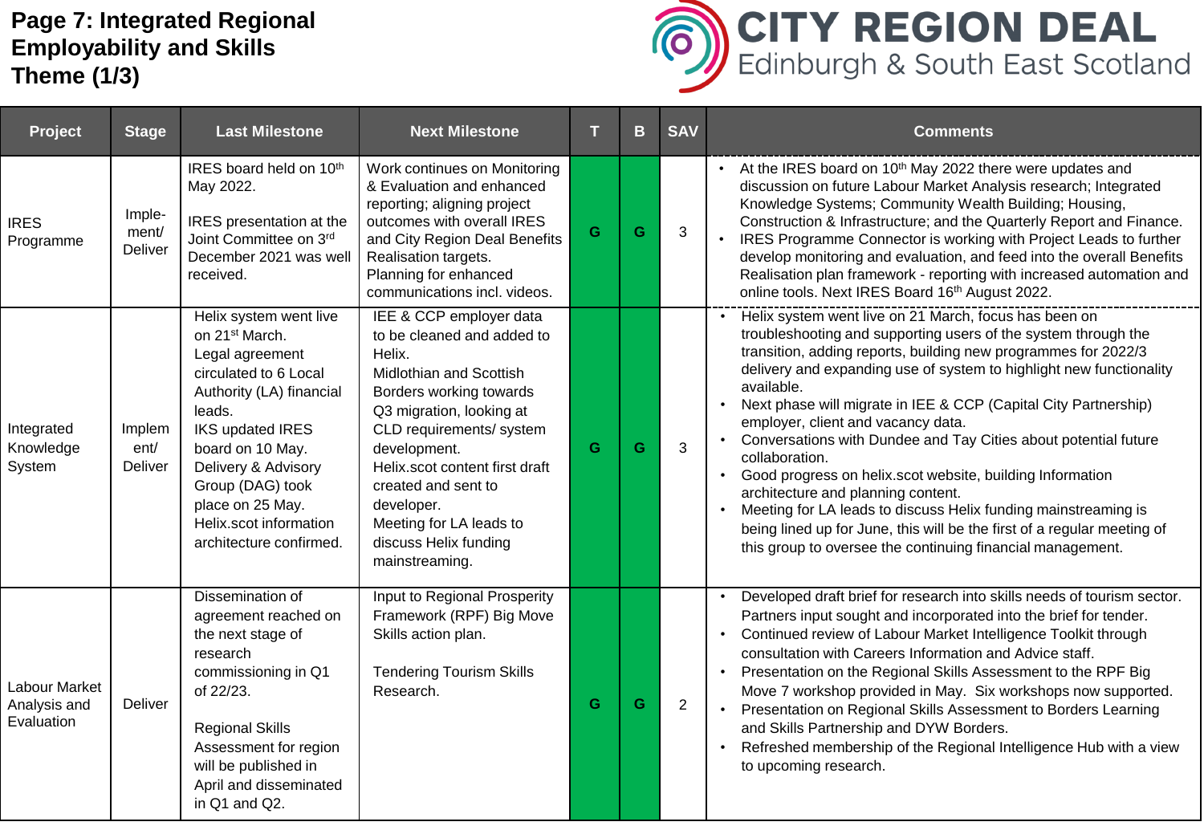# Page 7: Integrated Regional Employability and Skills Theme (1/3)

CITY REGION DEAL
Edinburgh & South East Scotland

| Project | Stage | Last Milestone | Next Milestone | T | B | SAV | Comments |
|---|---|---|---|---|---|---|---|
| IRES Programme | Imple-ment/ Deliver | IRES board held on 10th May 2022.<br><br>IRES presentation at the Joint Committee on 3rd December 2021 was well received. | Work continues on Monitoring & Evaluation and enhanced reporting; aligning project outcomes with overall IRES and City Region Deal Benefits Realisation targets.<br>Planning for enhanced communications incl. videos. | G | G | 3 | • At the IRES board on 10th May 2022 there were updates and discussion on future Labour Market Analysis research; Integrated Knowledge Systems; Community Wealth Building; Housing, Construction & Infrastructure; and the Quarterly Report and Finance.<br>• IRES Programme Connector is working with Project Leads to further develop monitoring and evaluation, and feed into the overall Benefits Realisation plan framework - reporting with increased automation and online tools. Next IRES Board 16th August 2022. |
| Integrated Knowledge System | Implem ent/ Deliver | Helix system went live on 21st March.<br>Legal agreement circulated to 6 Local Authority (LA) financial leads.<br>IKS updated IRES board on 10 May.<br>Delivery & Advisory Group (DAG) took place on 25 May.<br>Helix.scot information architecture confirmed. | IEE & CCP employer data to be cleaned and added to Helix.<br>Midlothian and Scottish Borders working towards Q3 migration, looking at CLD requirements/ system development.<br>Helix.scot content first draft created and sent to developer.<br>Meeting for LA leads to discuss Helix funding mainstreaming. | G | G | 3 | • Helix system went live on 21 March, focus has been on troubleshooting and supporting users of the system through the transition, adding reports, building new programmes for 2022/3 delivery and expanding use of system to highlight new functionality available.<br>• Next phase will migrate in IEE & CCP (Capital City Partnership) employer, client and vacancy data.<br>• Conversations with Dundee and Tay Cities about potential future collaboration.<br>• Good progress on helix.scot website, building Information architecture and planning content.<br>• Meeting for LA leads to discuss Helix funding mainstreaming is being lined up for June, this will be the first of a regular meeting of this group to oversee the continuing financial management. |
| Labour Market Analysis and Evaluation | Deliver | Dissemination of agreement reached on the next stage of research commissioning in Q1 of 22/23.<br><br>Regional Skills Assessment for region will be published in April and disseminated in Q1 and Q2. | Input to Regional Prosperity Framework (RPF) Big Move Skills action plan.<br><br>Tendering Tourism Skills Research. | G | G | 2 | • Developed draft brief for research into skills needs of tourism sector. Partners input sought and incorporated into the brief for tender.<br>• Continued review of Labour Market Intelligence Toolkit through consultation with Careers Information and Advice staff.<br>• Presentation on the Regional Skills Assessment to the RPF Big Move 7 workshop provided in May. Six workshops now supported.<br>• Presentation on Regional Skills Assessment to Borders Learning and Skills Partnership and DYW Borders.<br>• Refreshed membership of the Regional Intelligence Hub with a view to upcoming research. |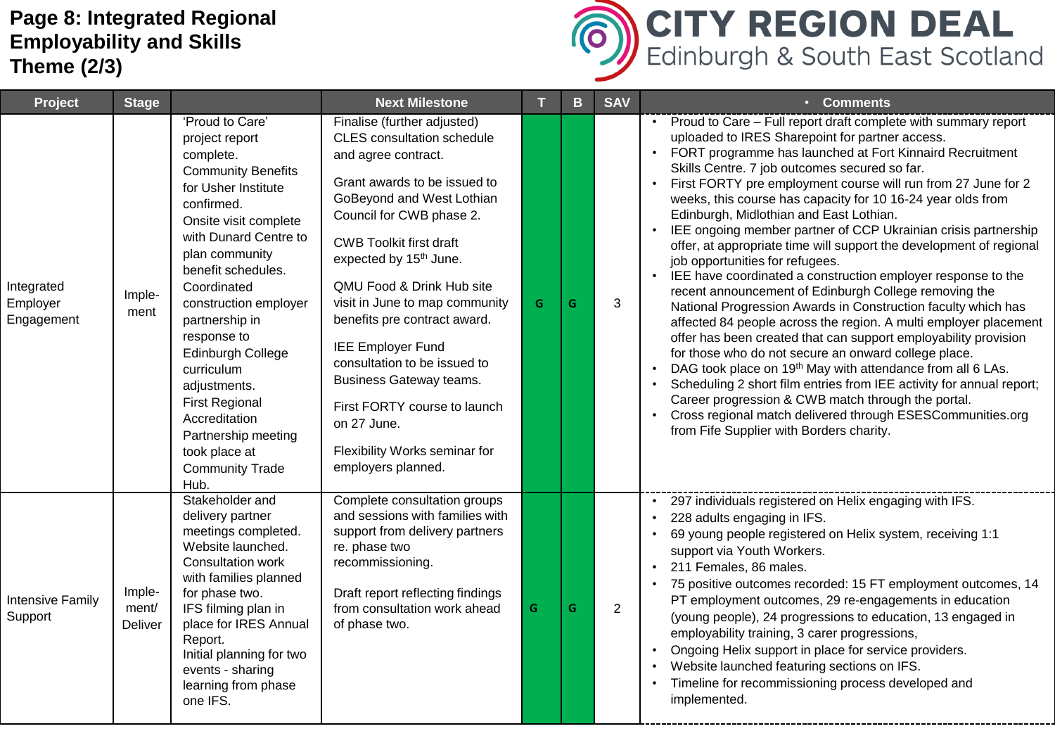# Page 8: Integrated Regional Employability and Skills Theme (2/3)

CITY REGION DEAL
Edinburgh & South East Scotland

| Project | Stage | | Next Milestone | T | B | SAV | Comments |
|---|---|---|---|---|---|---|---|
| Integrated Employer Engagement | Imple-ment | 'Proud to Care' project report complete.<br>Community Benefits for Usher Institute confirmed.<br>Onsite visit complete with Dunard Centre to plan community benefit schedules.<br>Coordinated construction employer partnership in response to Edinburgh College curriculum adjustments.<br>First Regional Accreditation Partnership meeting took place at Community Trade Hub. | Finalise (further adjusted) CLES consultation schedule and agree contract.<br><br>Grant awards to be issued to GoBeyond and West Lothian Council for CWB phase 2.<br><br>CWB Toolkit first draft expected by 15th June.<br><br>QMU Food & Drink Hub site visit in June to map community benefits pre contract award.<br><br>IEE Employer Fund consultation to be issued to Business Gateway teams.<br><br>First FORTY course to launch on 27 June.<br><br>Flexibility Works seminar for employers planned. | G | G | 3 | • Proud to Care – Full report draft complete with summary report uploaded to IRES Sharepoint for partner access.<br>• FORT programme has launched at Fort Kinnaird Recruitment Skills Centre. 7 job outcomes secured so far.<br>• First FORTY pre employment course will run from 27 June for 2 weeks, this course has capacity for 10 16-24 year olds from Edinburgh, Midlothian and East Lothian.<br>• IEE ongoing member partner of CCP Ukrainian crisis partnership offer, at appropriate time will support the development of regional job opportunities for refugees.<br>• IEE have coordinated a construction employer response to the recent announcement of Edinburgh College removing the National Progression Awards in Construction faculty which has affected 84 people across the region. A multi employer placement offer has been created that can support employability provision for those who do not secure an onward college place.<br>• DAG took place on 19th May with attendance from all 6 LAs.<br>• Scheduling 2 short film entries from IEE activity for annual report; Career progression & CWB match through the portal.<br>• Cross regional match delivered through ESESCommunities.org from Fife Supplier with Borders charity. |
| Intensive Family Support | Imple-ment/ Deliver | Stakeholder and delivery partner meetings completed.<br>Website launched.<br>Consultation work with families planned for phase two.<br>IFS filming plan in place for IRES Annual Report.<br>Initial planning for two events - sharing learning from phase one IFS. | Complete consultation groups and sessions with families with support from delivery partners re. phase two recommissioning.<br><br>Draft report reflecting findings from consultation work ahead of phase two. | G | G | 2 | • 297 individuals registered on Helix engaging with IFS.<br>• 228 adults engaging in IFS.<br>• 69 young people registered on Helix system, receiving 1:1 support via Youth Workers.<br>• 211 Females, 86 males.<br>• 75 positive outcomes recorded: 15 FT employment outcomes, 14 PT employment outcomes, 29 re-engagements in education (young people), 24 progressions to education, 13 engaged in employability training, 3 carer progressions,<br>• Ongoing Helix support in place for service providers.<br>• Website launched featuring sections on IFS.<br>• Timeline for recommissioning process developed and implemented. |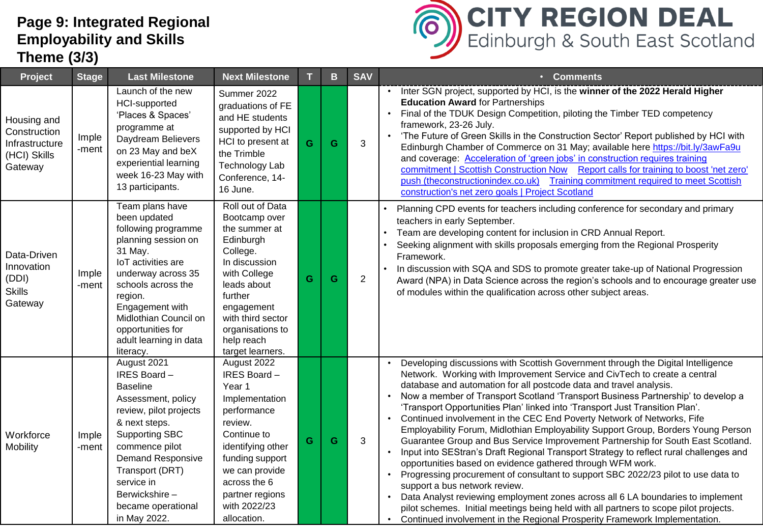# Page 9: Integrated Regional Employability and Skills Theme (3/3)

CITY REGION DEAL
Edinburgh & South East Scotland

| Project | Stage | Last Milestone | Next Milestone | T | B | SAV | • Comments |
|---|---|---|---|---|---|---|---|
| Housing and Construction Infrastructure (HCI) Skills Gateway | Imple-ment | Launch of the new HCI-supported 'Places & Spaces' programme at Daydream Believers on 23 May and beX experiential learning week 16-23 May with 13 participants. | Summer 2022 graduations of FE and HE students supported by HCI HCI to present at the Trimble Technology Lab Conference, 14-16 June. | G | G | 3 | • Inter SGN project, supported by HCI, is the **winner of the 2022 Herald Higher Education Award** for Partnerships<br>• Final of the TDUK Design Competition, piloting the Timber TED competency framework, 23-26 July.<br>• 'The Future of Green Skills in the Construction Sector' Report published by HCI with Edinburgh Chamber of Commerce on 31 May; available here https://bit.ly/3awFa9u and coverage: Acceleration of 'green jobs' in construction requires training commitment \| Scottish Construction Now Report calls for training to boost 'net zero' push (theconstructionindex.co.uk) Training commitment required to meet Scottish construction's net zero goals \| Project Scotland |
| Data-Driven Innovation (DDI) Skills Gateway | Imple-ment | Team plans have been updated following programme planning session on 31 May. IoT activities are underway across 35 schools across the region. Engagement with Midlothian Council on opportunities for adult learning in data literacy. | Roll out of Data Bootcamp over the summer at Edinburgh College. In discussion with College leads about further engagement with third sector organisations to help reach target learners. | G | G | 2 | • Planning CPD events for teachers including conference for secondary and primary teachers in early September.<br>• Team are developing content for inclusion in CRD Annual Report.<br>• Seeking alignment with skills proposals emerging from the Regional Prosperity Framework.<br>• In discussion with SQA and SDS to promote greater take-up of National Progression Award (NPA) in Data Science across the region's schools and to encourage greater use of modules within the qualification across other subject areas. |
| Workforce Mobility | Imple-ment | August 2021 IRES Board – Baseline Assessment, policy review, pilot projects & next steps. Supporting SBC commence pilot Demand Responsive Transport (DRT) service in Berwickshire – became operational in May 2022. | August 2022 IRES Board – Year 1 Implementation performance review. Continue to identifying other funding support we can provide across the 6 partner regions with 2022/23 allocation. | G | G | 3 | • Developing discussions with Scottish Government through the Digital Intelligence Network. Working with Improvement Service and CivTech to create a central database and automation for all postcode data and travel analysis.<br>• Now a member of Transport Scotland 'Transport Business Partnership' to develop a 'Transport Opportunities Plan' linked into 'Transport Just Transition Plan'.<br>• Continued involvement in the CEC End Poverty Network of Networks, Fife Employability Forum, Midlothian Employability Support Group, Borders Young Person Guarantee Group and Bus Service Improvement Partnership for South East Scotland.<br>• Input into SEStran's Draft Regional Transport Strategy to reflect rural challenges and opportunities based on evidence gathered through WFM work.<br>• Progressing procurement of consultant to support SBC 2022/23 pilot to use data to support a bus network review.<br>• Data Analyst reviewing employment zones across all 6 LA boundaries to implement pilot schemes. Initial meetings being held with all partners to scope pilot projects.<br>• Continued involvement in the Regional Prosperity Framework Implementation. |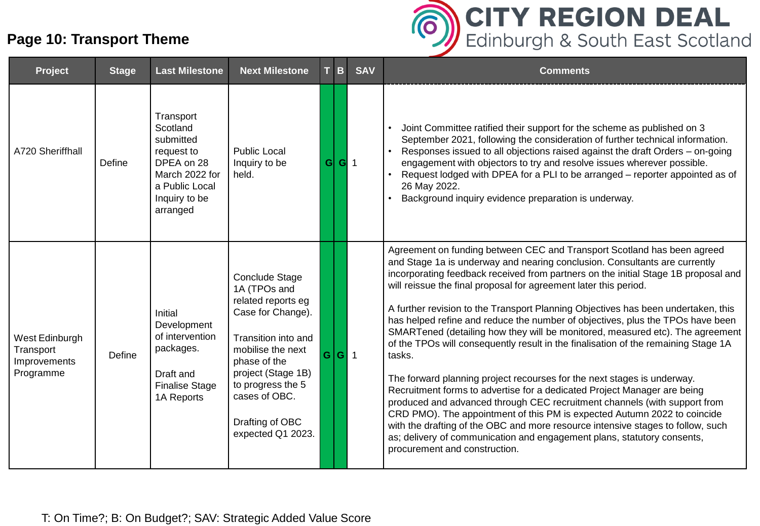## Page 10: Transport Theme

| Project | Stage | Last Milestone | Next Milestone | T | B | SAV | Comments |
|---|---|---|---|---|---|---|---|
| A720 Sheriffhall | Define | Transport Scotland submitted request to DPEA on 28 March 2022 for a Public Local Inquiry to be arranged | Public Local Inquiry to be held. | G | G | 1 | • Joint Committee ratified their support for the scheme as published on 3 September 2021, following the consideration of further technical information.<br>• Responses issued to all objections raised against the draft Orders – on-going engagement with objectors to try and resolve issues wherever possible.<br>• Request lodged with DPEA for a PLI to be arranged – reporter appointed as of 26 May 2022.<br>• Background inquiry evidence preparation is underway. |
| West Edinburgh Transport Improvements Programme | Define | Initial Development of intervention packages.<br><br>Draft and Finalise Stage 1A Reports | Conclude Stage 1A (TPOs and related reports eg Case for Change).<br><br>Transition into and mobilise the next phase of the project (Stage 1B) to progress the 5 cases of OBC.<br><br>Drafting of OBC expected Q1 2023. | G | G | 1 | Agreement on funding between CEC and Transport Scotland has been agreed and Stage 1a is underway and nearing conclusion. Consultants are currently incorporating feedback received from partners on the initial Stage 1B proposal and will reissue the final proposal for agreement later this period.<br><br>A further revision to the Transport Planning Objectives has been undertaken, this has helped refine and reduce the number of objectives, plus the TPOs have been SMARTened (detailing how they will be monitored, measured etc). The agreement of the TPOs will consequently result in the finalisation of the remaining Stage 1A tasks.<br><br>The forward planning project recourses for the next stages is underway. Recruitment forms to advertise for a dedicated Project Manager are being produced and advanced through CEC recruitment channels (with support from CRD PMO). The appointment of this PM is expected Autumn 2022 to coincide with the drafting of the OBC and more resource intensive stages to follow, such as; delivery of communication and engagement plans, statutory consents, procurement and construction. |

T: On Time?; B: On Budget?; SAV: Strategic Added Value Score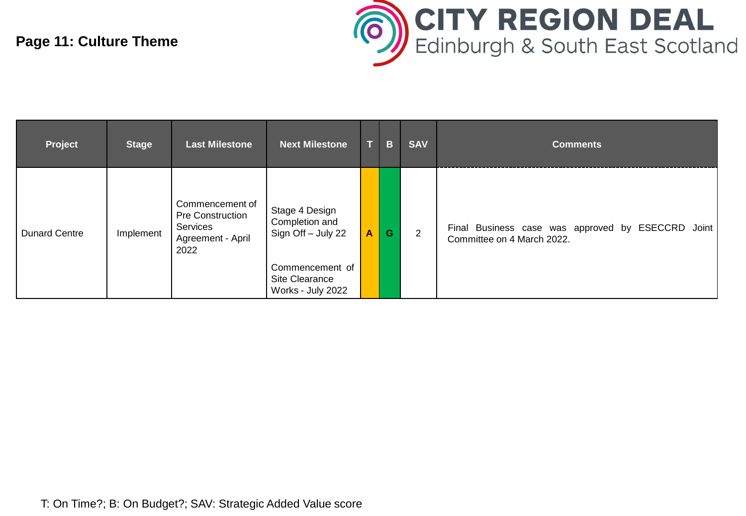## Page 11: Culture Theme

| Project | Stage | Last Milestone | Next Milestone | T | B | SAV | Comments |
|---|---|---|---|---|---|---|---|
| Dunard Centre | Implement | Commencement of Pre Construction Services Agreement - April 2022 | Stage 4 Design Completion and Sign Off – July 22<br><br>Commencement of Site Clearance Works - July 2022 | A | G | 2 | Final Business case was approved by ESECCRD Joint Committee on 4 March 2022. |

T: On Time?; B: On Budget?; SAV: Strategic Added Value score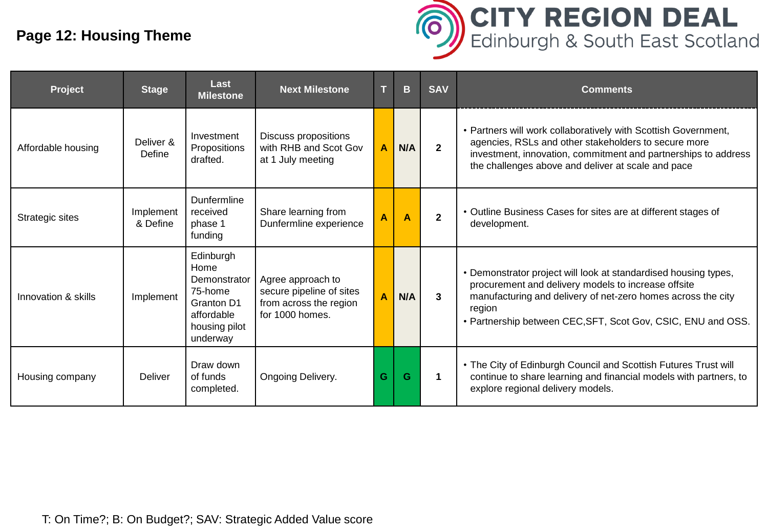## Page 12: Housing Theme

CITY REGION DEAL
Edinburgh & South East Scotland

| Project | Stage | Last Milestone | Next Milestone | T | B | SAV | Comments |
|---|---|---|---|---|---|---|---|
| Affordable housing | Deliver & Define | Investment Propositions drafted. | Discuss propositions with RHB and Scot Gov at 1 July meeting | A | N/A | 2 | • Partners will work collaboratively with Scottish Government, agencies, RSLs and other stakeholders to secure more investment, innovation, commitment and partnerships to address the challenges above and deliver at scale and pace |
| Strategic sites | Implement & Define | Dunfermline received phase 1 funding | Share learning from Dunfermline experience | A | A | 2 | • Outline Business Cases for sites are at different stages of development. |
| Innovation & skills | Implement | Edinburgh Home Demonstrator 75-home Granton D1 affordable housing pilot underway | Agree approach to secure pipeline of sites from across the region for 1000 homes. | A | N/A | 3 | • Demonstrator project will look at standardised housing types, procurement and delivery models to increase offsite manufacturing and delivery of net-zero homes across the city region<br>• Partnership between CEC,SFT, Scot Gov, CSIC, ENU and OSS. |
| Housing company | Deliver | Draw down of funds completed. | Ongoing Delivery. | G | G | 1 | • The City of Edinburgh Council and Scottish Futures Trust will continue to share learning and financial models with partners, to explore regional delivery models. |

T: On Time?; B: On Budget?; SAV: Strategic Added Value score